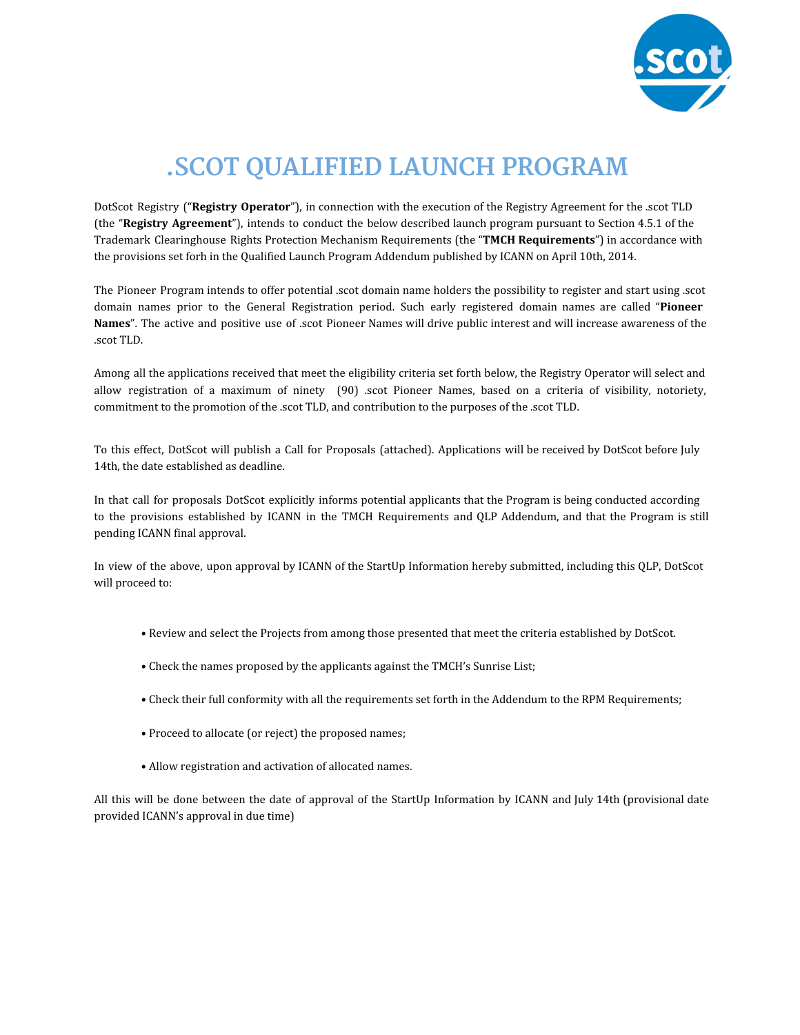# .SCOT QUALIFIED LAUNCH PROGRAM

DotScot Registry ("**Registry Operator**"), in connection with the execution of the Registry Agreement for the .scot TLD (the "**Registry Agreement**"), intends to conduct the below described launch program pursuant to Section 4.5.1 of the Trademark Clearinghouse Rights Protection Mechanism Requirements (the "**TMCH Requirements**") in accordance with the provisions set forh in the Qualified Launch Program Addendum published by ICANN on April 10th, 2014.

The Pioneer Program intends to offer potential .scot domain name holders the possibility to register and start using .scot domain names prior to the General Registration period. Such early registered domain names are called "**Pioneer Names**". The active and positive use of .scot Pioneer Names will drive public interest and will increase awareness of the .scot TLD.

Among all the applications received that meet the eligibility criteria set forth below, the Registry Operator will select and allow registration of a maximum of ninety (90) .scot Pioneer Names, based on a criteria of visibility, notoriety, commitment to the promotion of the .scot TLD, and contribution to the purposes of the .scot TLD.

To this effect, DotScot will publish a Call for Proposals (attached). Applications will be received by DotScot before July 14th, the date established as deadline.

In that call for proposals DotScot explicitly informs potential applicants that the Program is being conducted according to the provisions established by ICANN in the TMCH Requirements and QLP Addendum, and that the Program is still pending ICANN final approval.

In view of the above, upon approval by ICANN of the StartUp Information hereby submitted, including this QLP, DotScot will proceed to:

- Review and select the Projects from among those presented that meet the criteria established by DotScot.
- Check the names proposed by the applicants against the TMCH's Sunrise List;
- Check their full conformity with all the requirements set forth in the Addendum to the RPM Requirements;
- Proceed to allocate (or reject) the proposed names;
- Allow registration and activation of allocated names.

All this will be done between the date of approval of the StartUp Information by ICANN and July 14th (provisional date provided ICANN's approval in due time)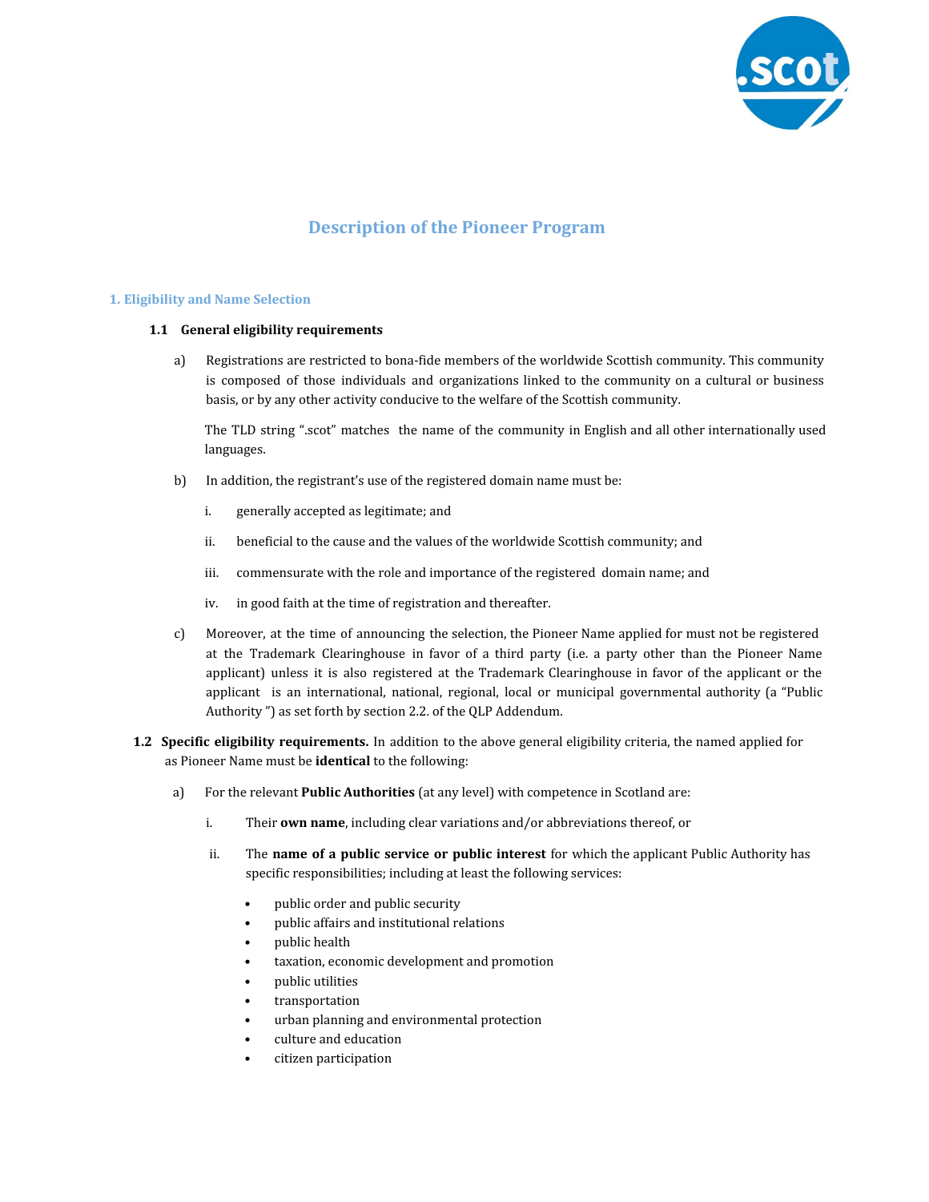# Description of the Pioneer Program

## 1. Eligibility and Name Selection

### 1.1 General eligibility requirements

a) Registrations are restricted to bona-fide members of the worldwide Scottish community. This community is composed of those individuals and organizations linked to the community on a cultural or business basis, or by any other activity conducive to the welfare of the Scottish community.

The TLD string ".scot" matches the name of the community in English and all other internationally used languages.

b) In addition, the registrant's use of the registered domain name must be:

i. generally accepted as legitimate; and

ii. beneficial to the cause and the values of the worldwide Scottish community; and

iii. commensurate with the role and importance of the registered domain name; and

iv. in good faith at the time of registration and thereafter.

c) Moreover, at the time of announcing the selection, the Pioneer Name applied for must not be registered at the Trademark Clearinghouse in favor of a third party (i.e. a party other than the Pioneer Name applicant) unless it is also registered at the Trademark Clearinghouse in favor of the applicant or the applicant is an international, national, regional, local or municipal governmental authority (a "Public Authority ") as set forth by section 2.2. of the QLP Addendum.

**1.2 Specific eligibility requirements.** In addition to the above general eligibility criteria, the named applied for as Pioneer Name must be **identical** to the following:

a) For the relevant **Public Authorities** (at any level) with competence in Scotland are:

i. Their **own name**, including clear variations and/or abbreviations thereof, or

ii. The **name of a public service or public interest** for which the applicant Public Authority has specific responsibilities; including at least the following services:

- public order and public security
- public affairs and institutional relations
- public health
- taxation, economic development and promotion
- public utilities
- transportation
- urban planning and environmental protection
- culture and education
- citizen participation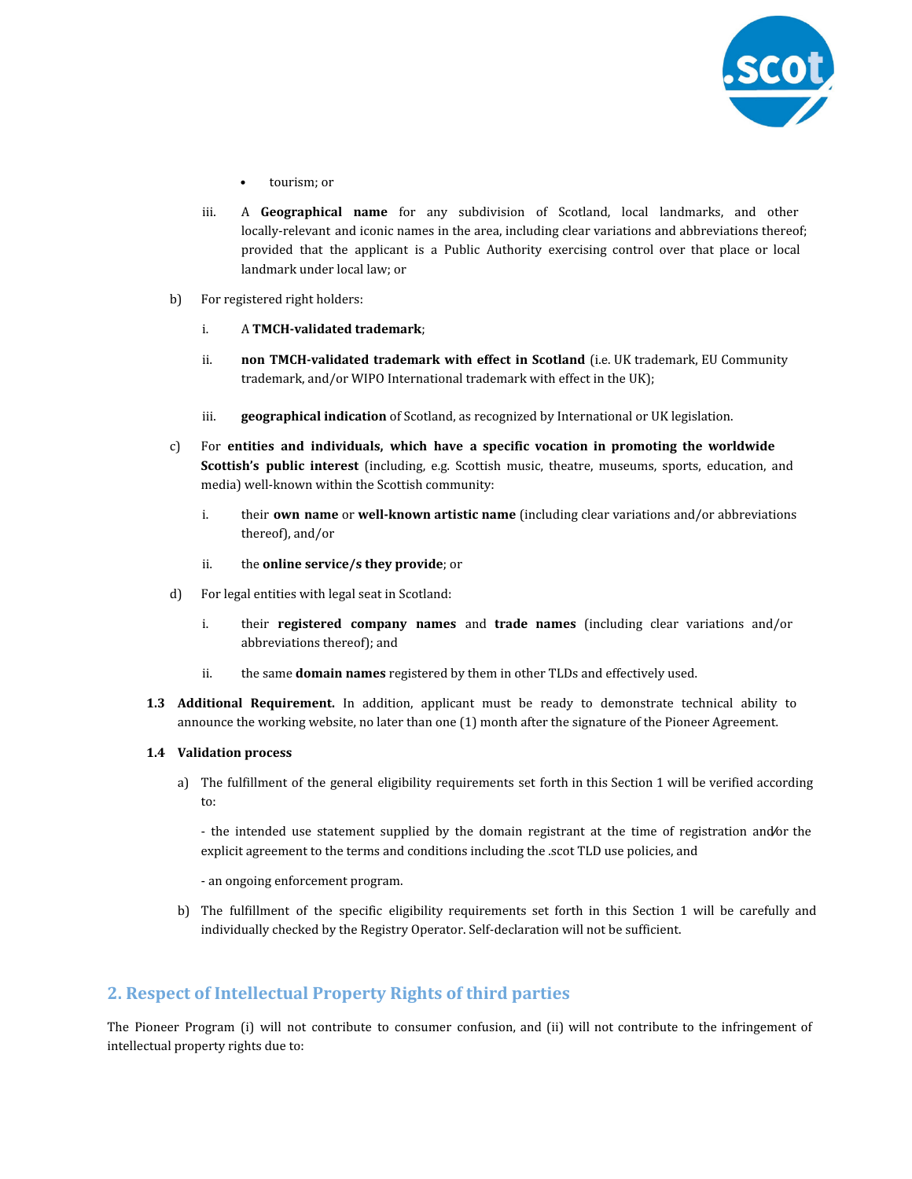- tourism; or

  iii. A **Geographical name** for any subdivision of Scotland, local landmarks, and other locally-relevant and iconic names in the area, including clear variations and abbreviations thereof; provided that the applicant is a Public Authority exercising control over that place or local landmark under local law; or

b) For registered right holders:

  i. A **TMCH-validated trademark**;

  ii. **non TMCH-validated trademark with effect in Scotland** (i.e. UK trademark, EU Community trademark, and/or WIPO International trademark with effect in the UK);

  iii. **geographical indication** of Scotland, as recognized by International or UK legislation.

c) For **entities and individuals, which have a specific vocation in promoting the worldwide Scottish's public interest** (including, e.g. Scottish music, theatre, museums, sports, education, and media) well-known within the Scottish community:

  i. their **own name** or **well-known artistic name** (including clear variations and/or abbreviations thereof), and/or

  ii. the **online service/s they provide**; or

d) For legal entities with legal seat in Scotland:

  i. their **registered company names** and **trade names** (including clear variations and/or abbreviations thereof); and

  ii. the same **domain names** registered by them in other TLDs and effectively used.

**1.3 Additional Requirement.** In addition, applicant must be ready to demonstrate technical ability to announce the working website, no later than one (1) month after the signature of the Pioneer Agreement.

**1.4 Validation process**

a) The fulfillment of the general eligibility requirements set forth in this Section 1 will be verified according to:

- the intended use statement supplied by the domain registrant at the time of registration and/or the explicit agreement to the terms and conditions including the .scot TLD use policies, and

- an ongoing enforcement program.

b) The fulfillment of the specific eligibility requirements set forth in this Section 1 will be carefully and individually checked by the Registry Operator. Self-declaration will not be sufficient.

## 2. Respect of Intellectual Property Rights of third parties

The Pioneer Program (i) will not contribute to consumer confusion, and (ii) will not contribute to the infringement of intellectual property rights due to: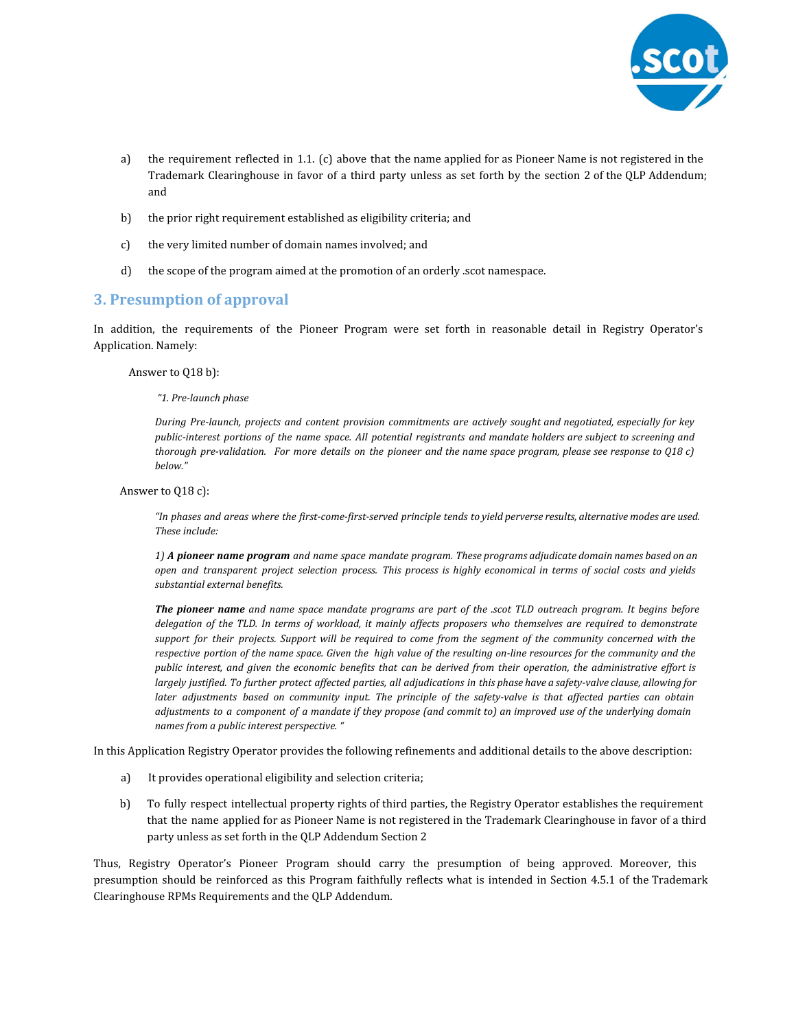a) the requirement reflected in 1.1. (c) above that the name applied for as Pioneer Name is not registered in the Trademark Clearinghouse in favor of a third party unless as set forth by the section 2 of the QLP Addendum; and

b) the prior right requirement established as eligibility criteria; and

c) the very limited number of domain names involved; and

d) the scope of the program aimed at the promotion of an orderly .scot namespace.

## 3. Presumption of approval

In addition, the requirements of the Pioneer Program were set forth in reasonable detail in Registry Operator's Application. Namely:

Answer to Q18 b):

> *"1. Pre-launch phase*
>
> *During Pre-launch, projects and content provision commitments are actively sought and negotiated, especially for key public-interest portions of the name space. All potential registrants and mandate holders are subject to screening and thorough pre-validation. For more details on the pioneer and the name space program, please see response to Q18 c) below."*

Answer to Q18 c):

> *"In phases and areas where the first-come-first-served principle tends to yield perverse results, alternative modes are used. These include:*
>
> *1) **A pioneer name program** and name space mandate program. These programs adjudicate domain names based on an open and transparent project selection process. This process is highly economical in terms of social costs and yields substantial external benefits.*
>
> ***The pioneer name** and name space mandate programs are part of the .scot TLD outreach program. It begins before delegation of the TLD. In terms of workload, it mainly affects proposers who themselves are required to demonstrate support for their projects. Support will be required to come from the segment of the community concerned with the respective portion of the name space. Given the high value of the resulting on-line resources for the community and the public interest, and given the economic benefits that can be derived from their operation, the administrative effort is largely justified. To further protect affected parties, all adjudications in this phase have a safety-valve clause, allowing for later adjustments based on community input. The principle of the safety-valve is that affected parties can obtain adjustments to a component of a mandate if they propose (and commit to) an improved use of the underlying domain names from a public interest perspective. "*

In this Application Registry Operator provides the following refinements and additional details to the above description:

a) It provides operational eligibility and selection criteria;

b) To fully respect intellectual property rights of third parties, the Registry Operator establishes the requirement that the name applied for as Pioneer Name is not registered in the Trademark Clearinghouse in favor of a third party unless as set forth in the QLP Addendum Section 2

Thus, Registry Operator's Pioneer Program should carry the presumption of being approved. Moreover, this presumption should be reinforced as this Program faithfully reflects what is intended in Section 4.5.1 of the Trademark Clearinghouse RPMs Requirements and the QLP Addendum.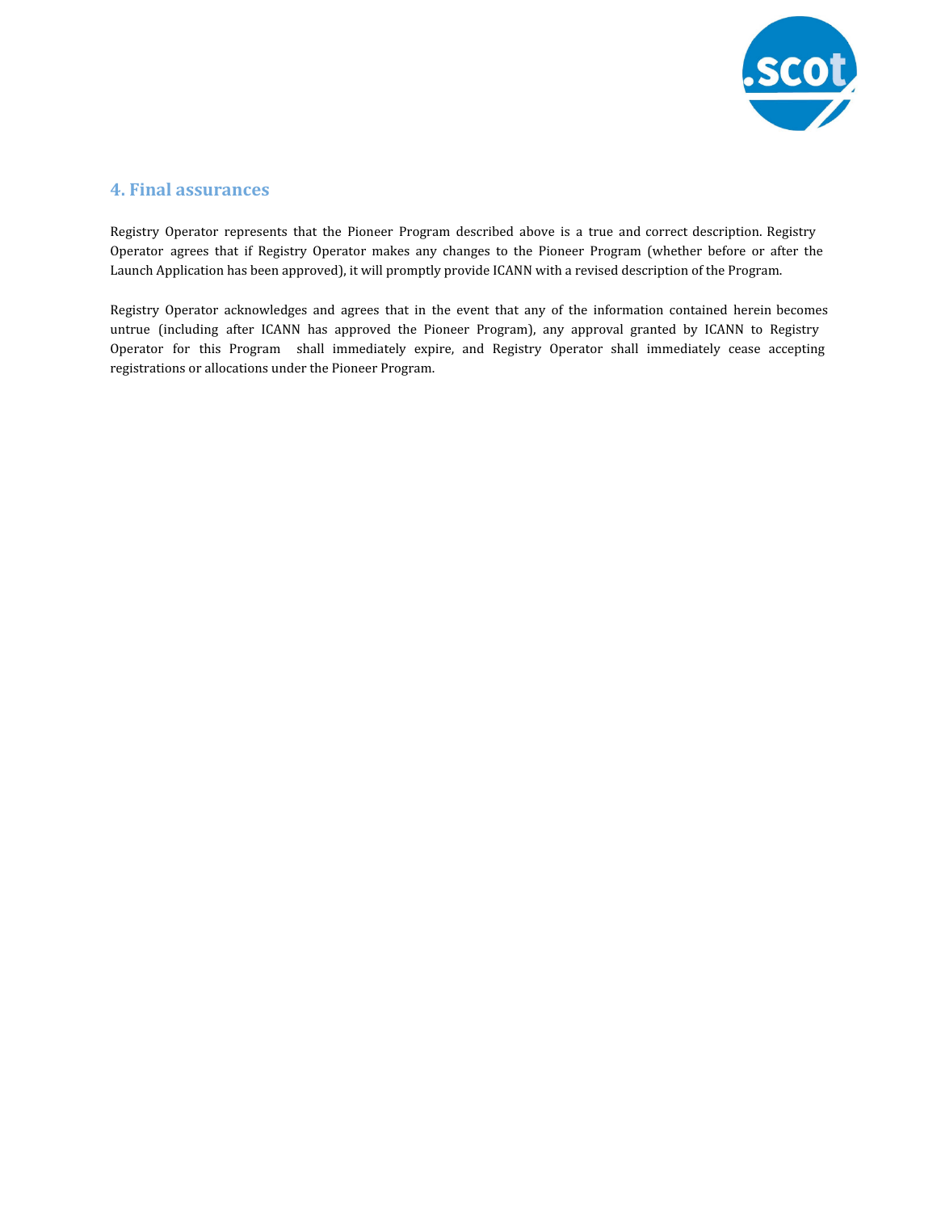## 4. Final assurances

Registry Operator represents that the Pioneer Program described above is a true and correct description. Registry Operator agrees that if Registry Operator makes any changes to the Pioneer Program (whether before or after the Launch Application has been approved), it will promptly provide ICANN with a revised description of the Program.

Registry Operator acknowledges and agrees that in the event that any of the information contained herein becomes untrue (including after ICANN has approved the Pioneer Program), any approval granted by ICANN to Registry Operator for this Program shall immediately expire, and Registry Operator shall immediately cease accepting registrations or allocations under the Pioneer Program.